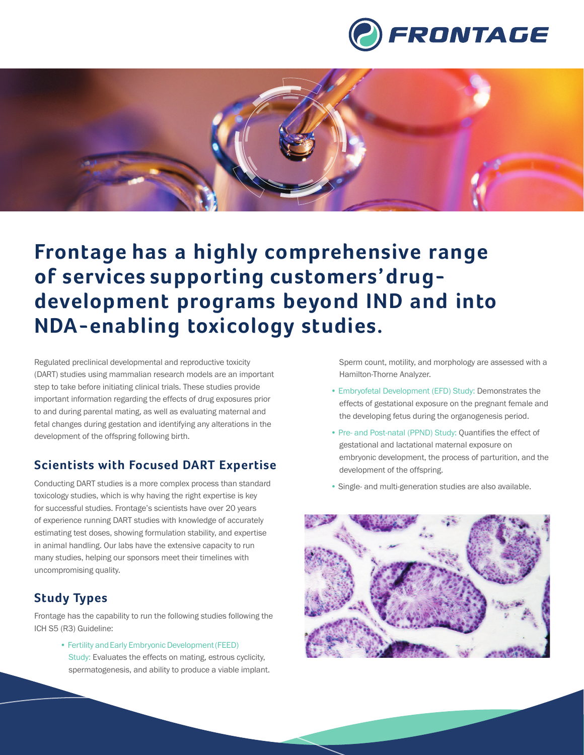# Frontage has a highly comprehensive range of services supporting customers' drug-development programs beyond IND and into NDA-enabling toxicology studies.

Regulated preclinical developmental and reproductive toxicity (DART) studies using mammalian research models are an important step to take before initiating clinical trials. These studies provide important information regarding the effects of drug exposures prior to and during parental mating, as well as evaluating maternal and fetal changes during gestation and identifying any alterations in the development of the offspring following birth.

## Scientists with Focused DART Expertise

Conducting DART studies is a more complex process than standard toxicology studies, which is why having the right expertise is key for successful studies. Frontage's scientists have over 20 years of experience running DART studies with knowledge of accurately estimating test doses, showing formulation stability, and expertise in animal handling. Our labs have the extensive capacity to run many studies, helping our sponsors meet their timelines with uncompromising quality.

## Study Types

Frontage has the capability to run the following studies following the ICH S5 (R3) Guideline:

- Fertility and Early Embryonic Development (FEED) Study: Evaluates the effects on mating, estrous cyclicity, spermatogenesis, and ability to produce a viable implant. Sperm count, motility, and morphology are assessed with a Hamilton-Thorne Analyzer.
- Embryofetal Development (EFD) Study: Demonstrates the effects of gestational exposure on the pregnant female and the developing fetus during the organogenesis period.
- Pre- and Post-natal (PPND) Study: Quantifies the effect of gestational and lactational maternal exposure on embryonic development, the process of parturition, and the development of the offspring.
- Single- and multi-generation studies are also available.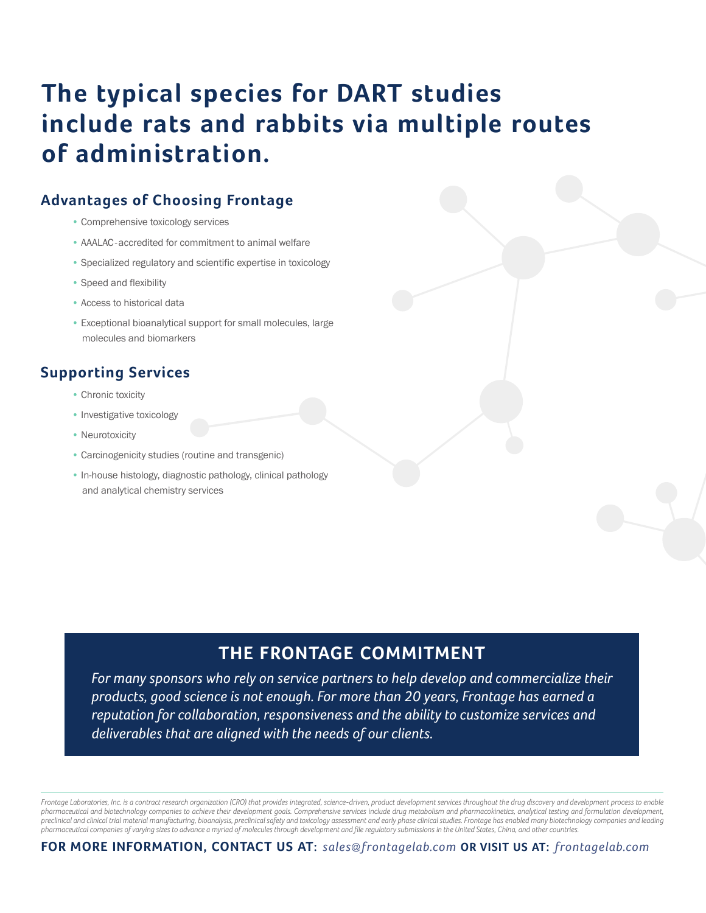# The typical species for DART studies include rats and rabbits via multiple routes of administration.

## Advantages of Choosing Frontage

- Comprehensive toxicology services
- AAALAC-accredited for commitment to animal welfare
- Specialized regulatory and scientific expertise in toxicology
- Speed and flexibility
- Access to historical data
- Exceptional bioanalytical support for small molecules, large molecules and biomarkers

## Supporting Services

- Chronic toxicity
- Investigative toxicology
- Neurotoxicity
- Carcinogenicity studies (routine and transgenic)
- In-house histology, diagnostic pathology, clinical pathology and analytical chemistry services

## THE FRONTAGE COMMITMENT

*For many sponsors who rely on service partners to help develop and commercialize their products, good science is not enough. For more than 20 years, Frontage has earned a reputation for collaboration, responsiveness and the ability to customize services and deliverables that are aligned with the needs of our clients.*

*Frontage Laboratories, Inc. is a contract research organization (CRO) that provides integrated, science-driven, product development services throughout the drug discovery and development process to enable pharmaceutical and biotechnology companies to achieve their development goals. Comprehensive services include drug metabolism and pharmacokinetics, analytical testing and formulation development, preclinical and clinical trial material manufacturing, bioanalysis, preclinical safety and toxicology assessment and early phase clinical studies. Frontage has enabled many biotechnology companies and leading pharmaceutical companies of varying sizes to advance a myriad of molecules through development and file regulatory submissions in the United States, China, and other countries.*

**FOR MORE INFORMATION, CONTACT US AT:** *sales@frontagelab.com* **OR VISIT US AT:** *frontagelab.com*